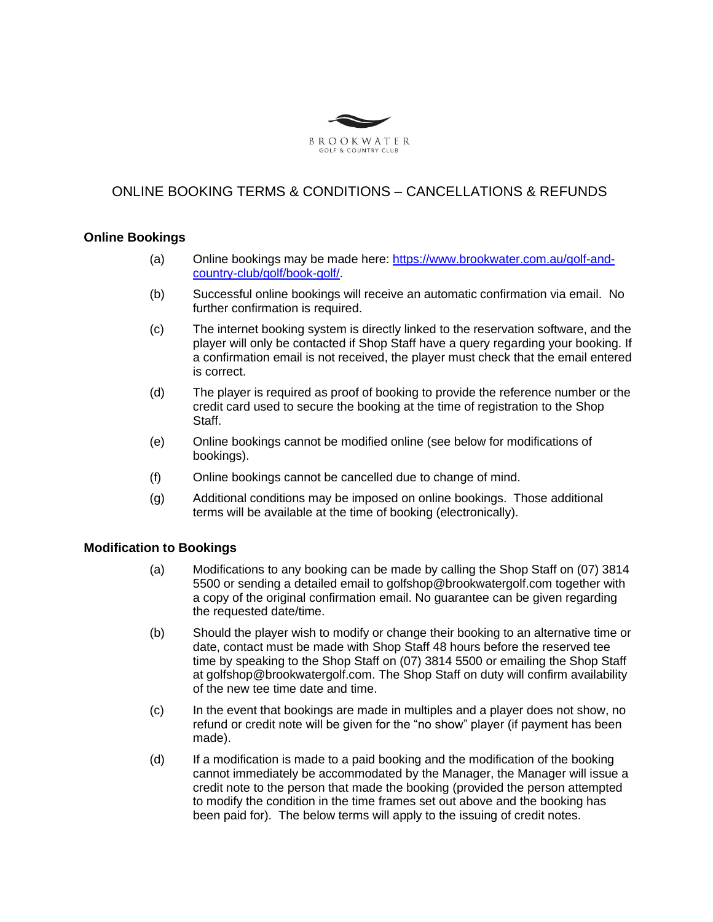BROOKWATER
GOLF & COUNTRY CLUB

# ONLINE BOOKING TERMS & CONDITIONS – CANCELLATIONS & REFUNDS

## Online Bookings

(a) Online bookings may be made here: [https://www.brookwater.com.au/golf-and-country-club/golf/book-golf/](https://www.brookwater.com.au/golf-and-country-club/golf/book-golf/).

(b) Successful online bookings will receive an automatic confirmation via email. No further confirmation is required.

(c) The internet booking system is directly linked to the reservation software, and the player will only be contacted if Shop Staff have a query regarding your booking. If a confirmation email is not received, the player must check that the email entered is correct.

(d) The player is required as proof of booking to provide the reference number or the credit card used to secure the booking at the time of registration to the Shop Staff.

(e) Online bookings cannot be modified online (see below for modifications of bookings).

(f) Online bookings cannot be cancelled due to change of mind.

(g) Additional conditions may be imposed on online bookings. Those additional terms will be available at the time of booking (electronically).

## Modification to Bookings

(a) Modifications to any booking can be made by calling the Shop Staff on (07) 3814 5500 or sending a detailed email to golfshop@brookwatergolf.com together with a copy of the original confirmation email. No guarantee can be given regarding the requested date/time.

(b) Should the player wish to modify or change their booking to an alternative time or date, contact must be made with Shop Staff 48 hours before the reserved tee time by speaking to the Shop Staff on (07) 3814 5500 or emailing the Shop Staff at golfshop@brookwatergolf.com. The Shop Staff on duty will confirm availability of the new tee time date and time.

(c) In the event that bookings are made in multiples and a player does not show, no refund or credit note will be given for the "no show" player (if payment has been made).

(d) If a modification is made to a paid booking and the modification of the booking cannot immediately be accommodated by the Manager, the Manager will issue a credit note to the person that made the booking (provided the person attempted to modify the condition in the time frames set out above and the booking has been paid for). The below terms will apply to the issuing of credit notes.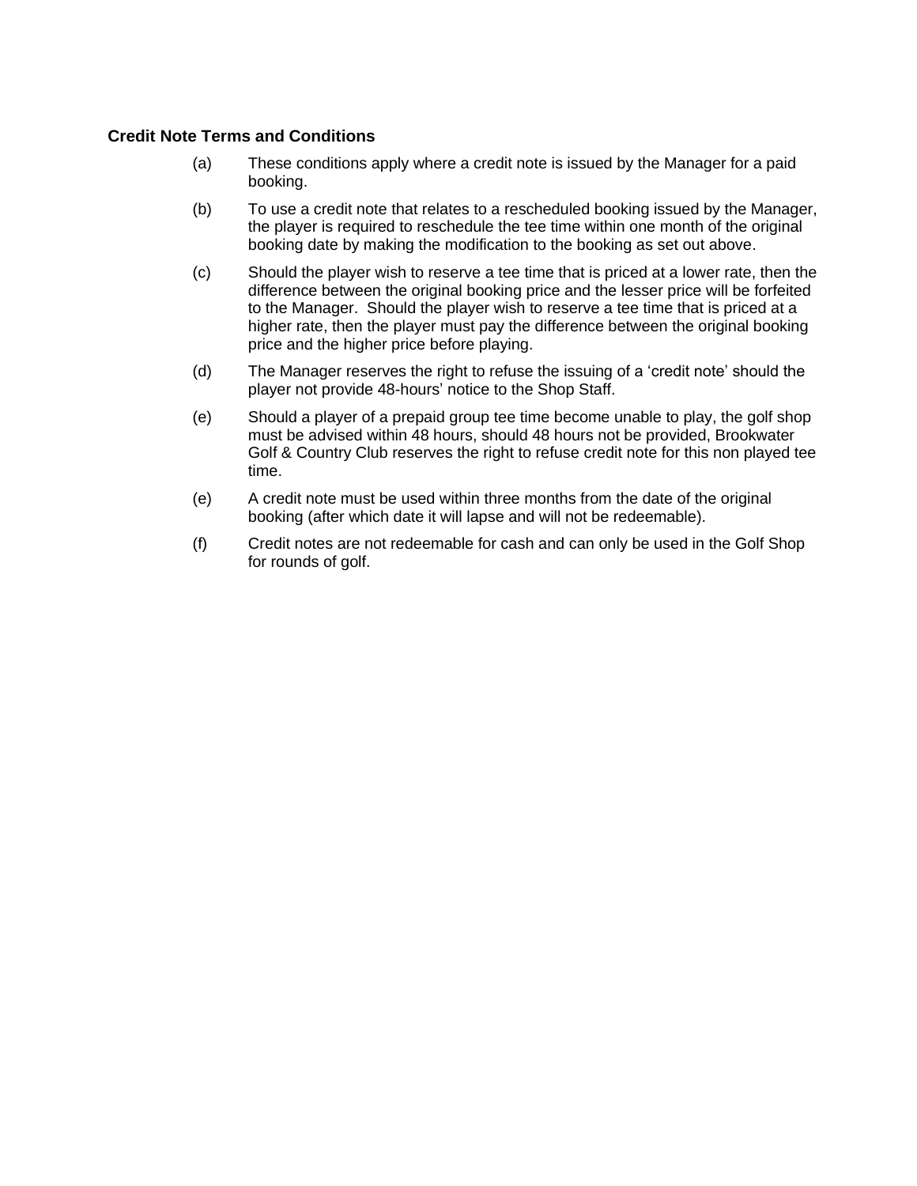**Credit Note Terms and Conditions**

(a) These conditions apply where a credit note is issued by the Manager for a paid booking.

(b) To use a credit note that relates to a rescheduled booking issued by the Manager, the player is required to reschedule the tee time within one month of the original booking date by making the modification to the booking as set out above.

(c) Should the player wish to reserve a tee time that is priced at a lower rate, then the difference between the original booking price and the lesser price will be forfeited to the Manager. Should the player wish to reserve a tee time that is priced at a higher rate, then the player must pay the difference between the original booking price and the higher price before playing.

(d) The Manager reserves the right to refuse the issuing of a 'credit note' should the player not provide 48-hours' notice to the Shop Staff.

(e) Should a player of a prepaid group tee time become unable to play, the golf shop must be advised within 48 hours, should 48 hours not be provided, Brookwater Golf & Country Club reserves the right to refuse credit note for this non played tee time.

(e) A credit note must be used within three months from the date of the original booking (after which date it will lapse and will not be redeemable).

(f) Credit notes are not redeemable for cash and can only be used in the Golf Shop for rounds of golf.